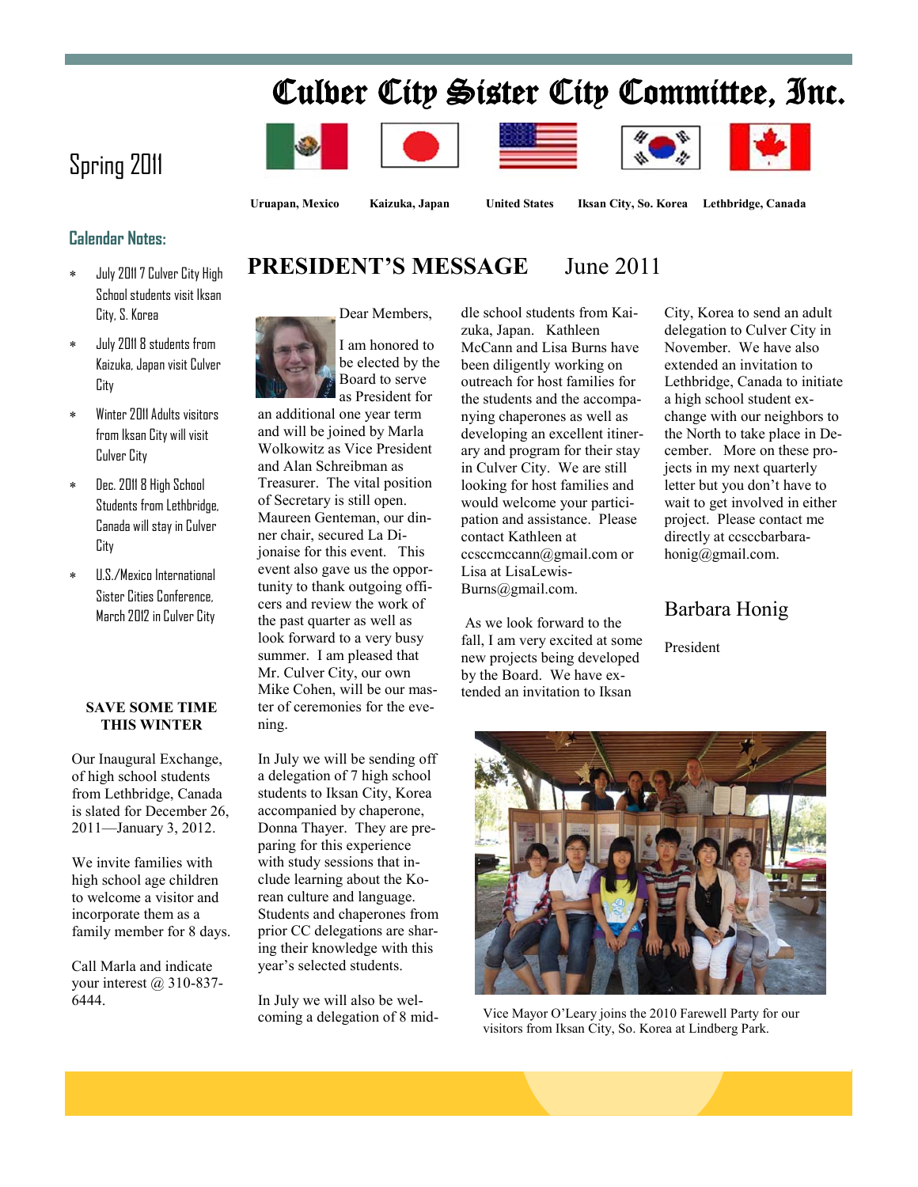# Culver City Sister City Committee, Inc.

Spring 2011

Uruapan, Mexico | Kaizuka, Japan | United States | Iksan City, So. Korea | Lethbridge, Canada

## Calendar Notes:

- July 2011 7 Culver City High School students visit Iksan City, S. Korea
- July 2011 8 students from Kaizuka, Japan visit Culver City
- Winter 2011 Adults visitors from Iksan City will visit Culver City
- Dec. 2011 8 High School Students from Lethbridge, Canada will stay in Culver City
- U.S./Mexico International Sister Cities Conference, March 2012 in Culver City

**SAVE SOME TIME THIS WINTER**

Our Inaugural Exchange, of high school students from Lethbridge, Canada is slated for December 26, 2011—January 3, 2012.

We invite families with high school age children to welcome a visitor and incorporate them as a family member for 8 days.

Call Marla and indicate your interest @ 310-837-6444.

## PRESIDENT'S MESSAGE June 2011

Dear Members,

I am honored to be elected by the Board to serve as President for an additional one year term and will be joined by Marla Wolkowitz as Vice President and Alan Schreibman as Treasurer. The vital position of Secretary is still open. Maureen Genteman, our dinner chair, secured La Dijonaise for this event. This event also gave us the opportunity to thank outgoing officers and review the work of the past quarter as well as look forward to a very busy summer. I am pleased that Mr. Culver City, our own Mike Cohen, will be our master of ceremonies for the evening.

In July we will be sending off a delegation of 7 high school students to Iksan City, Korea accompanied by chaperone, Donna Thayer. They are preparing for this experience with study sessions that include learning about the Korean culture and language. Students and chaperones from prior CC delegations are sharing their knowledge with this year's selected students.

In July we will also be welcoming a delegation of 8 middle school students from Kaizuka, Japan. Kathleen McCann and Lisa Burns have been diligently working on outreach for host families for the students and the accompanying chaperones as well as developing an excellent itinerary and program for their stay in Culver City. We are still looking for host families and would welcome your participation and assistance. Please contact Kathleen at ccsccmccann@gmail.com or Lisa at LisaLewis-Burns@gmail.com.

As we look forward to the fall, I am very excited at some new projects being developed by the Board. We have extended an invitation to Iksan City, Korea to send an adult delegation to Culver City in November. We have also extended an invitation to Lethbridge, Canada to initiate a high school student exchange with our neighbors to the North to take place in December. More on these projects in my next quarterly letter but you don't have to wait to get involved in either project. Please contact me directly at ccsccbarbara-honig@gmail.com.

Barbara Honig

President

Vice Mayor O'Leary joins the 2010 Farewell Party for our visitors from Iksan City, So. Korea at Lindberg Park.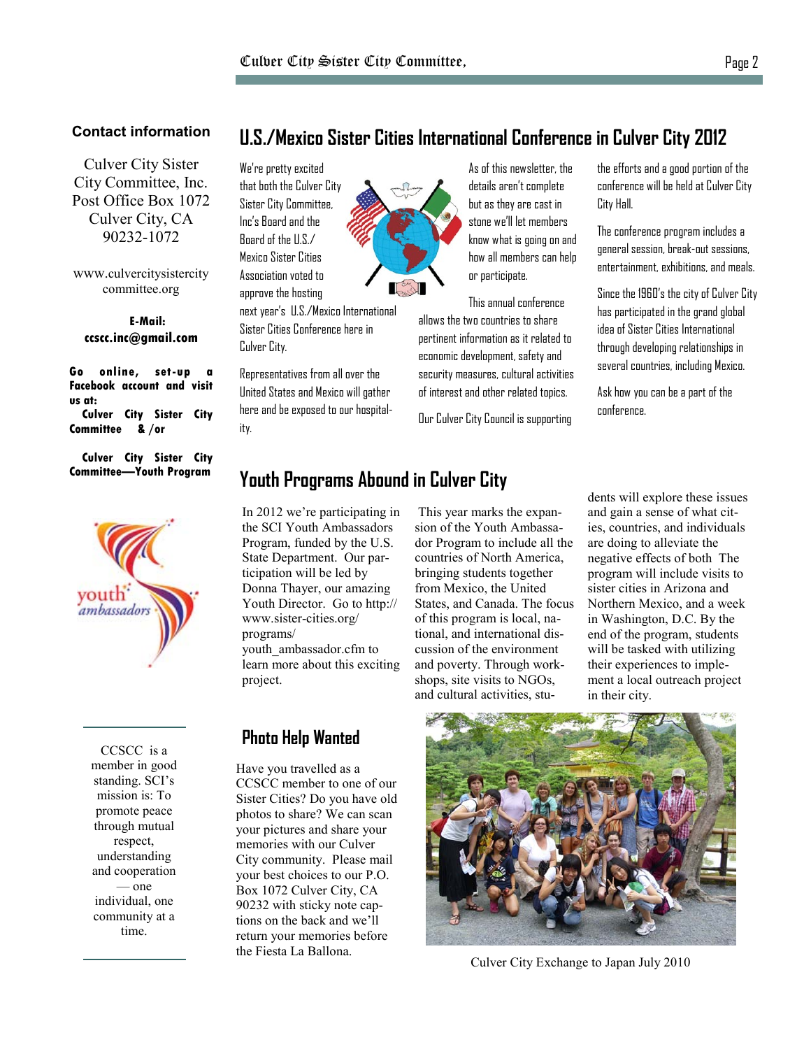## Contact information

Culver City Sister City Committee, Inc.
Post Office Box 1072
Culver City, CA 90232-1072

www.culvercitysistercitycommittee.org

**E-Mail:**
**ccscc.inc@gmail.com**

**Go online, set-up a Facebook account and visit us at:**
**Culver City Sister City Committee & /or**

**Culver City Sister City Committee—Youth Program**

CCSCC is a member in good standing. SCI's mission is: To promote peace through mutual respect, understanding and cooperation — one individual, one community at a time.

# U.S./Mexico Sister Cities International Conference in Culver City 2012

We're pretty excited that both the Culver City Sister City Committee, Inc's Board and the Board of the U.S./Mexico Sister Cities Association voted to approve the hosting next year's U.S./Mexico International Sister Cities Conference here in Culver City.

Representatives from all over the United States and Mexico will gather here and be exposed to our hospitality.

As of this newsletter, the details aren't complete but as they are cast in stone we'll let members know what is going on and how all members can help or participate.

This annual conference allows the two countries to share pertinent information as it related to economic development, safety and security measures, cultural activities of interest and other related topics.

Our Culver City Council is supporting the efforts and a good portion of the conference will be held at Culver City City Hall.

The conference program includes a general session, break-out sessions, entertainment, exhibitions, and meals.

Since the 1960's the city of Culver City has participated in the grand global idea of Sister Cities International through developing relationships in several countries, including Mexico.

Ask how you can be a part of the conference.

# Youth Programs Abound in Culver City

In 2012 we're participating in the SCI Youth Ambassadors Program, funded by the U.S. State Department. Our participation will be led by Donna Thayer, our amazing Youth Director. Go to http://www.sister-cities.org/programs/youth_ambassador.cfm to learn more about this exciting project.

This year marks the expansion of the Youth Ambassador Program to include all the countries of North America, bringing students together from Mexico, the United States, and Canada. The focus of this program is local, national, and international discussion of the environment and poverty. Through workshops, site visits to NGOs, and cultural activities, students will explore these issues and gain a sense of what cities, countries, and individuals are doing to alleviate the negative effects of both The program will include visits to sister cities in Arizona and Northern Mexico, and a week in Washington, D.C. By the end of the program, students will be tasked with utilizing their experiences to implement a local outreach project in their city.

## Photo Help Wanted

Have you travelled as a CCSCC member to one of our Sister Cities? Do you have old photos to share? We can scan your pictures and share your memories with our Culver City community. Please mail your best choices to our P.O. Box 1072 Culver City, CA 90232 with sticky note captions on the back and we'll return your memories before the Fiesta La Ballona.

Culver City Exchange to Japan July 2010